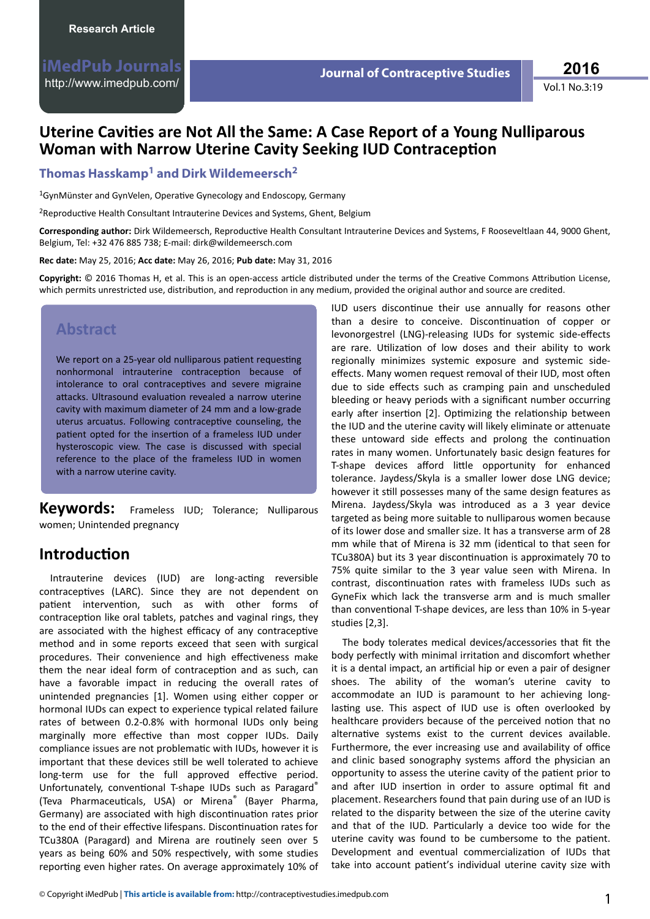Research Article

# Uterine Cavities are Not All the Same: A Case Report of a Young Nulliparous Woman with Narrow Uterine Cavity Seeking IUD Contraception

**Thomas Hasskamp[1] and Dirk Wildemeersch[2]**

[1]GynMünster and GynVelen, Operative Gynecology and Endoscopy, Germany

[2]Reproductive Health Consultant Intrauterine Devices and Systems, Ghent, Belgium

**Corresponding author:** Dirk Wildemeersch, Reproductive Health Consultant Intrauterine Devices and Systems, F Rooseveltlaan 44, 9000 Ghent, Belgium, Tel: +32 476 885 738; E-mail: dirk@wildemeersch.com

**Rec date:** May 25, 2016; **Acc date:** May 26, 2016; **Pub date:** May 31, 2016

**Copyright:** © 2016 Thomas H, et al. This is an open-access article distributed under the terms of the Creative Commons Attribution License, which permits unrestricted use, distribution, and reproduction in any medium, provided the original author and source are credited.

## Abstract

We report on a 25-year old nulliparous patient requesting nonhormonal intrauterine contraception because of intolerance to oral contraceptives and severe migraine attacks. Ultrasound evaluation revealed a narrow uterine cavity with maximum diameter of 24 mm and a low-grade uterus arcuatus. Following contraceptive counseling, the patient opted for the insertion of a frameless IUD under hysteroscopic view. The case is discussed with special reference to the place of the frameless IUD in women with a narrow uterine cavity.

**Keywords:** Frameless IUD; Tolerance; Nulliparous women; Unintended pregnancy

## Introduction

Intrauterine devices (IUD) are long-acting reversible contraceptives (LARC). Since they are not dependent on patient intervention, such as with other forms of contraception like oral tablets, patches and vaginal rings, they are associated with the highest efficacy of any contraceptive method and in some reports exceed that seen with surgical procedures. Their convenience and high effectiveness make them the near ideal form of contraception and as such, can have a favorable impact in reducing the overall rates of unintended pregnancies [1]. Women using either copper or hormonal IUDs can expect to experience typical related failure rates of between 0.2-0.8% with hormonal IUDs only being marginally more effective than most copper IUDs. Daily compliance issues are not problematic with IUDs, however it is important that these devices still be well tolerated to achieve long-term use for the full approved effective period. Unfortunately, conventional T-shape IUDs such as Paragard® (Teva Pharmaceuticals, USA) or Mirena® (Bayer Pharma, Germany) are associated with high discontinuation rates prior to the end of their effective lifespans. Discontinuation rates for TCu380A (Paragard) and Mirena are routinely seen over 5 years as being 60% and 50% respectively, with some studies reporting even higher rates. On average approximately 10% of IUD users discontinue their use annually for reasons other than a desire to conceive. Discontinuation of copper or levonorgestrel (LNG)-releasing IUDs for systemic side-effects are rare. Utilization of low doses and their ability to work regionally minimizes systemic exposure and systemic side-effects. Many women request removal of their IUD, most often due to side effects such as cramping pain and unscheduled bleeding or heavy periods with a significant number occurring early after insertion [2]. Optimizing the relationship between the IUD and the uterine cavity will likely eliminate or attenuate these untoward side effects and prolong the continuation rates in many women. Unfortunately basic design features for T-shape devices afford little opportunity for enhanced tolerance. Jaydess/Skyla is a smaller lower dose LNG device; however it still possesses many of the same design features as Mirena. Jaydess/Skyla was introduced as a 3 year device targeted as being more suitable to nulliparous women because of its lower dose and smaller size. It has a transverse arm of 28 mm while that of Mirena is 32 mm (identical to that seen for TCu380A) but its 3 year discontinuation is approximately 70 to 75% quite similar to the 3 year value seen with Mirena. In contrast, discontinuation rates with frameless IUDs such as GyneFix which lack the transverse arm and is much smaller than conventional T-shape devices, are less than 10% in 5-year studies [2,3].

The body tolerates medical devices/accessories that fit the body perfectly with minimal irritation and discomfort whether it is a dental impact, an artificial hip or even a pair of designer shoes. The ability of the woman's uterine cavity to accommodate an IUD is paramount to her achieving long-lasting use. This aspect of IUD use is often overlooked by healthcare providers because of the perceived notion that no alternative systems exist to the current devices available. Furthermore, the ever increasing use and availability of office and clinic based sonography systems afford the physician an opportunity to assess the uterine cavity of the patient prior to and after IUD insertion in order to assure optimal fit and placement. Researchers found that pain during use of an IUD is related to the disparity between the size of the uterine cavity and that of the IUD. Particularly a device too wide for the uterine cavity was found to be cumbersome to the patient. Development and eventual commercialization of IUDs that take into account patient's individual uterine cavity size with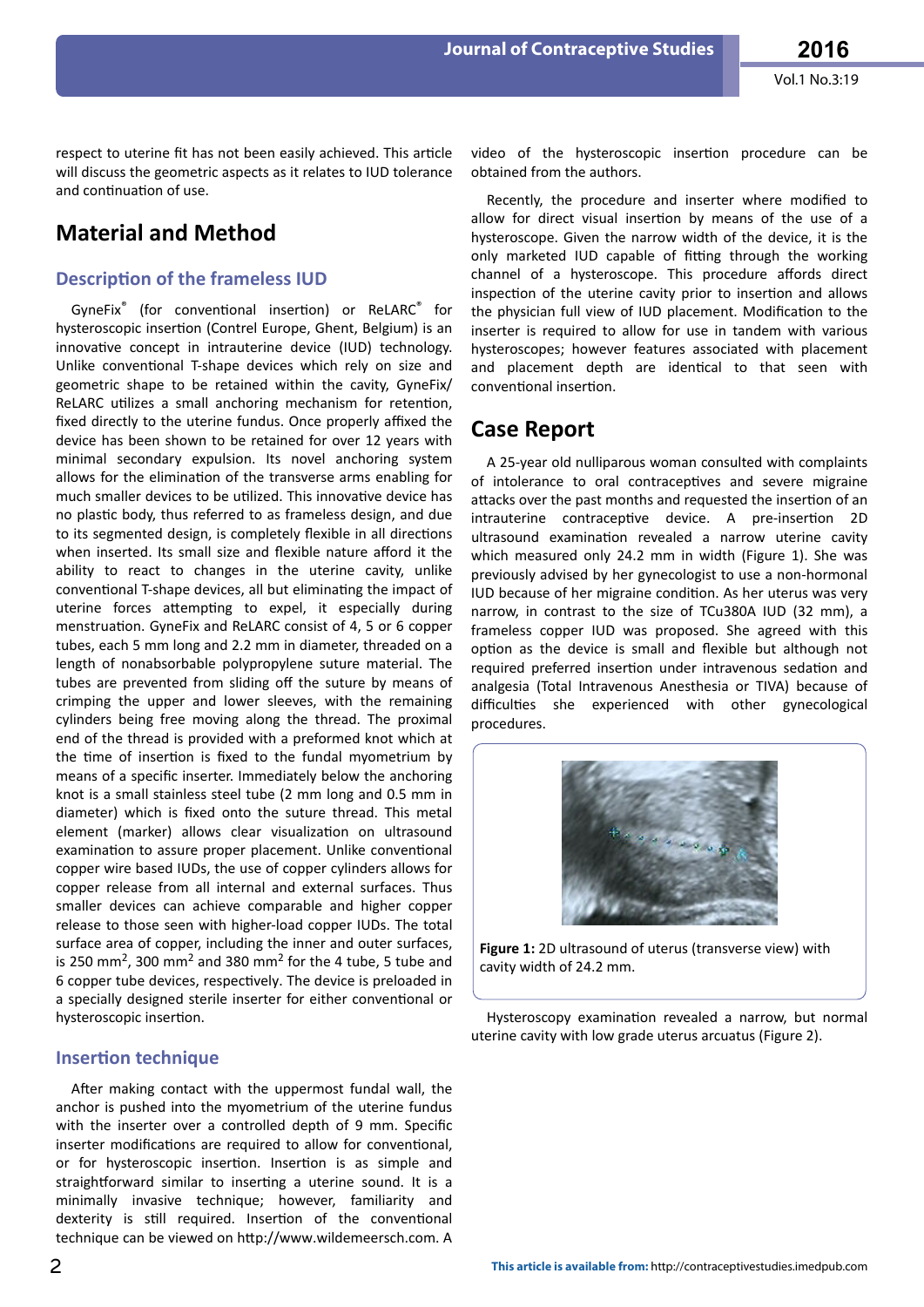respect to uterine fit has not been easily achieved. This article will discuss the geometric aspects as it relates to IUD tolerance and continuation of use.

## Material and Method

### Description of the frameless IUD

GyneFix® (for conventional insertion) or ReLARC® for hysteroscopic insertion (Contrel Europe, Ghent, Belgium) is an innovative concept in intrauterine device (IUD) technology. Unlike conventional T-shape devices which rely on size and geometric shape to be retained within the cavity, GyneFix/ReLARC utilizes a small anchoring mechanism for retention, fixed directly to the uterine fundus. Once properly affixed the device has been shown to be retained for over 12 years with minimal secondary expulsion. Its novel anchoring system allows for the elimination of the transverse arms enabling for much smaller devices to be utilized. This innovative device has no plastic body, thus referred to as frameless design, and due to its segmented design, is completely flexible in all directions when inserted. Its small size and flexible nature afford it the ability to react to changes in the uterine cavity, unlike conventional T-shape devices, all but eliminating the impact of uterine forces attempting to expel, it especially during menstruation. GyneFix and ReLARC consist of 4, 5 or 6 copper tubes, each 5 mm long and 2.2 mm in diameter, threaded on a length of nonabsorbable polypropylene suture material. The tubes are prevented from sliding off the suture by means of crimping the upper and lower sleeves, with the remaining cylinders being free moving along the thread. The proximal end of the thread is provided with a preformed knot which at the time of insertion is fixed to the fundal myometrium by means of a specific inserter. Immediately below the anchoring knot is a small stainless steel tube (2 mm long and 0.5 mm in diameter) which is fixed onto the suture thread. This metal element (marker) allows clear visualization on ultrasound examination to assure proper placement. Unlike conventional copper wire based IUDs, the use of copper cylinders allows for copper release from all internal and external surfaces. Thus smaller devices can achieve comparable and higher copper release to those seen with higher-load copper IUDs. The total surface area of copper, including the inner and outer surfaces, is 250 mm$^2$, 300 mm$^2$ and 380 mm$^2$ for the 4 tube, 5 tube and 6 copper tube devices, respectively. The device is preloaded in a specially designed sterile inserter for either conventional or hysteroscopic insertion.

### Insertion technique

After making contact with the uppermost fundal wall, the anchor is pushed into the myometrium of the uterine fundus with the inserter over a controlled depth of 9 mm. Specific inserter modifications are required to allow for conventional, or for hysteroscopic insertion. Insertion is as simple and straightforward similar to inserting a uterine sound. It is a minimally invasive technique; however, familiarity and dexterity is still required. Insertion of the conventional technique can be viewed on http://www.wildemeersch.com. A video of the hysteroscopic insertion procedure can be obtained from the authors.

Recently, the procedure and inserter where modified to allow for direct visual insertion by means of the use of a hysteroscope. Given the narrow width of the device, it is the only marketed IUD capable of fitting through the working channel of a hysteroscope. This procedure affords direct inspection of the uterine cavity prior to insertion and allows the physician full view of IUD placement. Modification to the inserter is required to allow for use in tandem with various hysteroscopes; however features associated with placement and placement depth are identical to that seen with conventional insertion.

## Case Report

A 25-year old nulliparous woman consulted with complaints of intolerance to oral contraceptives and severe migraine attacks over the past months and requested the insertion of an intrauterine contraceptive device. A pre-insertion 2D ultrasound examination revealed a narrow uterine cavity which measured only 24.2 mm in width (Figure 1). She was previously advised by her gynecologist to use a non-hormonal IUD because of her migraine condition. As her uterus was very narrow, in contrast to the size of TCu380A IUD (32 mm), a frameless copper IUD was proposed. She agreed with this option as the device is small and flexible but although not required preferred insertion under intravenous sedation and analgesia (Total Intravenous Anesthesia or TIVA) because of difficulties she experienced with other gynecological procedures.

**Figure 1:** 2D ultrasound of uterus (transverse view) with cavity width of 24.2 mm.

Hysteroscopy examination revealed a narrow, but normal uterine cavity with low grade uterus arcuatus (Figure 2).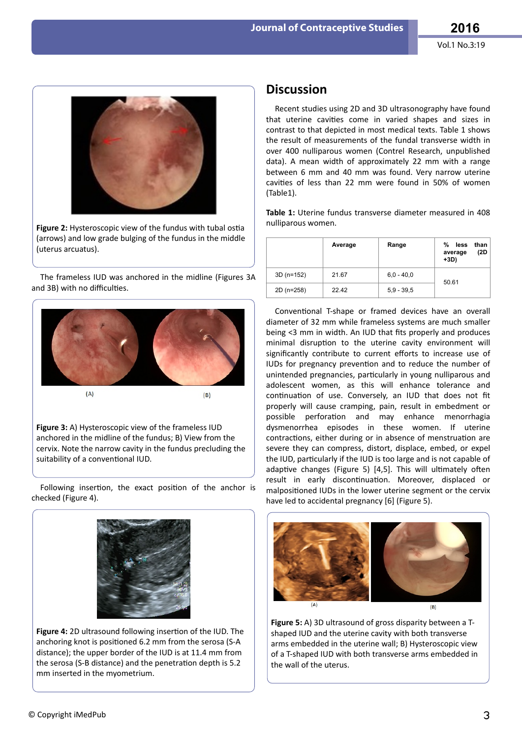Figure 2: Hysteroscopic view of the fundus with tubal ostia (arrows) and low grade bulging of the fundus in the middle (uterus arcuatus).

The frameless IUD was anchored in the midline (Figures 3A and 3B) with no difficulties.

(A) (B)

**Figure 3:** A) Hysteroscopic view of the frameless IUD anchored in the midline of the fundus; B) View from the cervix. Note the narrow cavity in the fundus precluding the suitability of a conventional IUD.

Following insertion, the exact position of the anchor is checked (Figure 4).

**Figure 4:** 2D ultrasound following insertion of the IUD. The anchoring knot is positioned 6.2 mm from the serosa (S-A distance); the upper border of the IUD is at 11.4 mm from the serosa (S-B distance) and the penetration depth is 5.2 mm inserted in the myometrium.

## Discussion

Recent studies using 2D and 3D ultrasonography have found that uterine cavities come in varied shapes and sizes in contrast to that depicted in most medical texts. Table 1 shows the result of measurements of the fundal transverse width in over 400 nulliparous women (Contrel Research, unpublished data). A mean width of approximately 22 mm with a range between 6 mm and 40 mm was found. Very narrow uterine cavities of less than 22 mm were found in 50% of women (Table1).

**Table 1:** Uterine fundus transverse diameter measured in 408 nulliparous women.

| | Average | Range | % less than average (2D +3D) |
|---|---|---|---|
| 3D (n=152) | 21.67 | 6,0 - 40,0 | 50.61 |
| 2D (n=258) | 22.42 | 5,9 - 39,5 | |

Conventional T-shape or framed devices have an overall diameter of 32 mm while frameless systems are much smaller being <3 mm in width. An IUD that fits properly and produces minimal disruption to the uterine cavity environment will significantly contribute to current efforts to increase use of IUDs for pregnancy prevention and to reduce the number of unintended pregnancies, particularly in young nulliparous and adolescent women, as this will enhance tolerance and continuation of use. Conversely, an IUD that does not fit properly will cause cramping, pain, result in embedment or possible perforation and may enhance menorrhagia dysmenorrhea episodes in these women. If uterine contractions, either during or in absence of menstruation are severe they can compress, distort, displace, embed, or expel the IUD, particularly if the IUD is too large and is not capable of adaptive changes (Figure 5) [4,5]. This will ultimately often result in early discontinuation. Moreover, displaced or malpositioned IUDs in the lower uterine segment or the cervix have led to accidental pregnancy [6] (Figure 5).

(A) (B)

**Figure 5:** A) 3D ultrasound of gross disparity between a T-shaped IUD and the uterine cavity with both transverse arms embedded in the uterine wall; B) Hysteroscopic view of a T-shaped IUD with both transverse arms embedded in the wall of the uterus.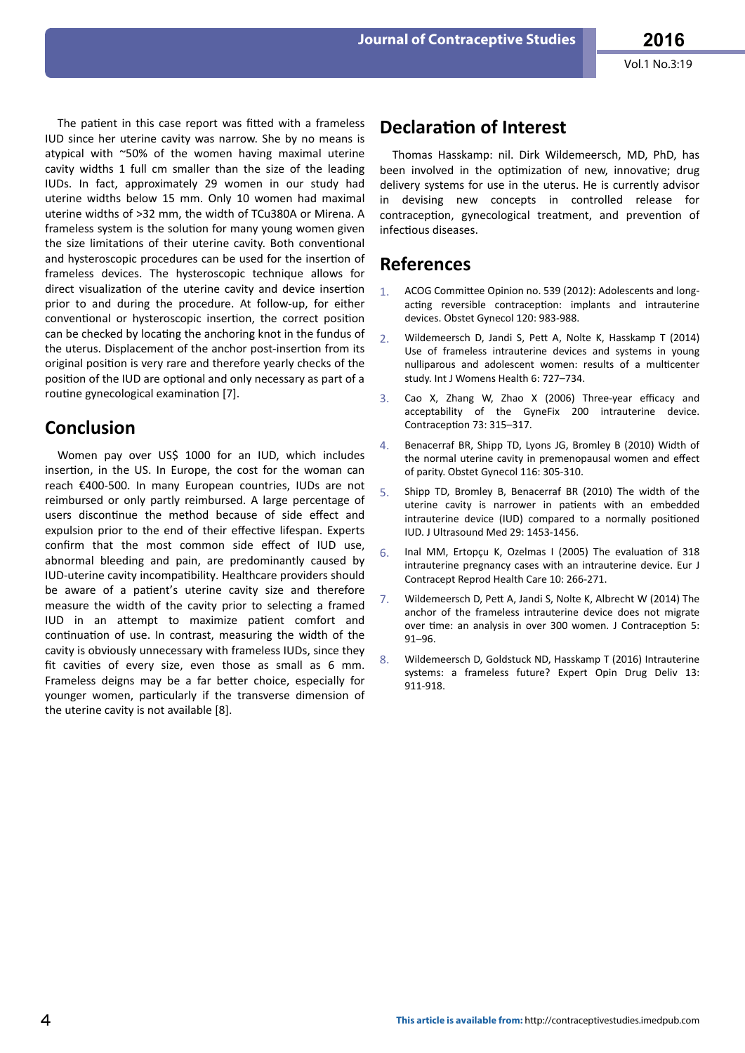The patient in this case report was fitted with a frameless IUD since her uterine cavity was narrow. She by no means is atypical with ~50% of the women having maximal uterine cavity widths 1 full cm smaller than the size of the leading IUDs. In fact, approximately 29 women in our study had uterine widths below 15 mm. Only 10 women had maximal uterine widths of >32 mm, the width of TCu380A or Mirena. A frameless system is the solution for many young women given the size limitations of their uterine cavity. Both conventional and hysteroscopic procedures can be used for the insertion of frameless devices. The hysteroscopic technique allows for direct visualization of the uterine cavity and device insertion prior to and during the procedure. At follow-up, for either conventional or hysteroscopic insertion, the correct position can be checked by locating the anchoring knot in the fundus of the uterus. Displacement of the anchor post-insertion from its original position is very rare and therefore yearly checks of the position of the IUD are optional and only necessary as part of a routine gynecological examination [7].

## Conclusion

Women pay over US$ 1000 for an IUD, which includes insertion, in the US. In Europe, the cost for the woman can reach €400-500. In many European countries, IUDs are not reimbursed or only partly reimbursed. A large percentage of users discontinue the method because of side effect and expulsion prior to the end of their effective lifespan. Experts confirm that the most common side effect of IUD use, abnormal bleeding and pain, are predominantly caused by IUD-uterine cavity incompatibility. Healthcare providers should be aware of a patient's uterine cavity size and therefore measure the width of the cavity prior to selecting a framed IUD in an attempt to maximize patient comfort and continuation of use. In contrast, measuring the width of the cavity is obviously unnecessary with frameless IUDs, since they fit cavities of every size, even those as small as 6 mm. Frameless deigns may be a far better choice, especially for younger women, particularly if the transverse dimension of the uterine cavity is not available [8].

## Declaration of Interest

Thomas Hasskamp: nil. Dirk Wildemeersch, MD, PhD, has been involved in the optimization of new, innovative; drug delivery systems for use in the uterus. He is currently advisor in devising new concepts in controlled release for contraception, gynecological treatment, and prevention of infectious diseases.

## References

1. ACOG Committee Opinion no. 539 (2012): Adolescents and long-acting reversible contraception: implants and intrauterine devices. Obstet Gynecol 120: 983-988.
2. Wildemeersch D, Jandi S, Pett A, Nolte K, Hasskamp T (2014) Use of frameless intrauterine devices and systems in young nulliparous and adolescent women: results of a multicenter study. Int J Womens Health 6: 727–734.
3. Cao X, Zhang W, Zhao X (2006) Three-year efficacy and acceptability of the GyneFix 200 intrauterine device. Contraception 73: 315–317.
4. Benacerraf BR, Shipp TD, Lyons JG, Bromley B (2010) Width of the normal uterine cavity in premenopausal women and effect of parity. Obstet Gynecol 116: 305-310.
5. Shipp TD, Bromley B, Benacerraf BR (2010) The width of the uterine cavity is narrower in patients with an embedded intrauterine device (IUD) compared to a normally positioned IUD. J Ultrasound Med 29: 1453-1456.
6. Inal MM, Ertopçu K, Ozelmas I (2005) The evaluation of 318 intrauterine pregnancy cases with an intrauterine device. Eur J Contracept Reprod Health Care 10: 266-271.
7. Wildemeersch D, Pett A, Jandi S, Nolte K, Albrecht W (2014) The anchor of the frameless intrauterine device does not migrate over time: an analysis in over 300 women. J Contraception 5: 91–96.
8. Wildemeersch D, Goldstuck ND, Hasskamp T (2016) Intrauterine systems: a frameless future? Expert Opin Drug Deliv 13: 911-918.